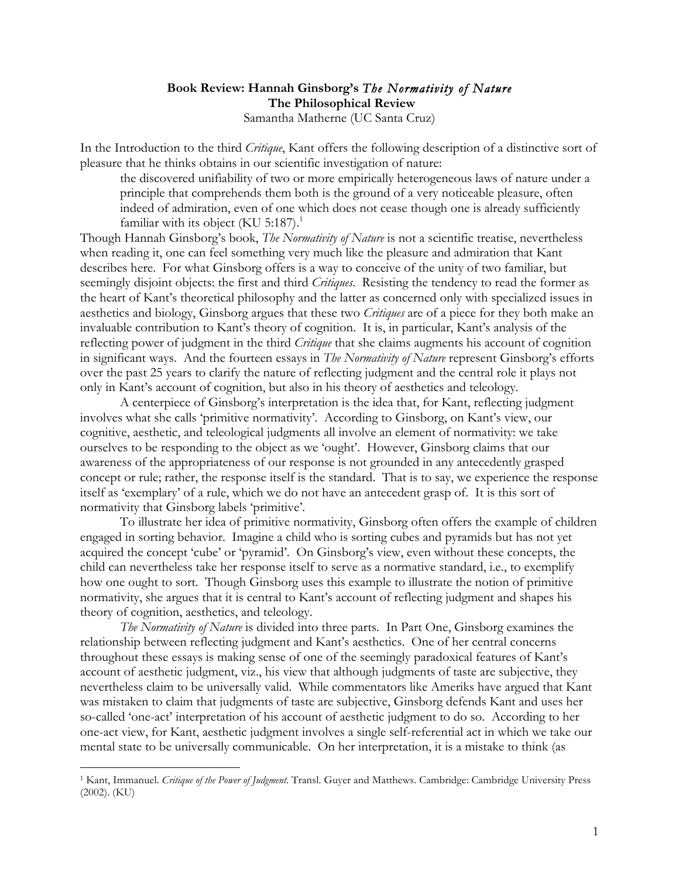**Book Review: Hannah Ginsborg's *The Normativity of Nature***
**The Philosophical Review**
Samantha Matherne (UC Santa Cruz)

In the Introduction to the third *Critique*, Kant offers the following description of a distinctive sort of pleasure that he thinks obtains in our scientific investigation of nature:

> the discovered unifiability of two or more empirically heterogeneous laws of nature under a principle that comprehends them both is the ground of a very noticeable pleasure, often indeed of admiration, even of one which does not cease though one is already sufficiently familiar with its object (KU 5:187).[1]

Though Hannah Ginsborg's book, *The Normativity of Nature* is not a scientific treatise, nevertheless when reading it, one can feel something very much like the pleasure and admiration that Kant describes here. For what Ginsborg offers is a way to conceive of the unity of two familiar, but seemingly disjoint objects: the first and third *Critiques*. Resisting the tendency to read the former as the heart of Kant's theoretical philosophy and the latter as concerned only with specialized issues in aesthetics and biology, Ginsborg argues that these two *Critiques* are of a piece for they both make an invaluable contribution to Kant's theory of cognition. It is, in particular, Kant's analysis of the reflecting power of judgment in the third *Critique* that she claims augments his account of cognition in significant ways. And the fourteen essays in *The Normativity of Nature* represent Ginsborg's efforts over the past 25 years to clarify the nature of reflecting judgment and the central role it plays not only in Kant's account of cognition, but also in his theory of aesthetics and teleology.

A centerpiece of Ginsborg's interpretation is the idea that, for Kant, reflecting judgment involves what she calls 'primitive normativity'. According to Ginsborg, on Kant's view, our cognitive, aesthetic, and teleological judgments all involve an element of normativity: we take ourselves to be responding to the object as we 'ought'. However, Ginsborg claims that our awareness of the appropriateness of our response is not grounded in any antecedently grasped concept or rule; rather, the response itself is the standard. That is to say, we experience the response itself as 'exemplary' of a rule, which we do not have an antecedent grasp of. It is this sort of normativity that Ginsborg labels 'primitive'.

To illustrate her idea of primitive normativity, Ginsborg often offers the example of children engaged in sorting behavior. Imagine a child who is sorting cubes and pyramids but has not yet acquired the concept 'cube' or 'pyramid'. On Ginsborg's view, even without these concepts, the child can nevertheless take her response itself to serve as a normative standard, i.e., to exemplify how one ought to sort. Though Ginsborg uses this example to illustrate the notion of primitive normativity, she argues that it is central to Kant's account of reflecting judgment and shapes his theory of cognition, aesthetics, and teleology.

*The Normativity of Nature* is divided into three parts. In Part One, Ginsborg examines the relationship between reflecting judgment and Kant's aesthetics. One of her central concerns throughout these essays is making sense of one of the seemingly paradoxical features of Kant's account of aesthetic judgment, viz., his view that although judgments of taste are subjective, they nevertheless claim to be universally valid. While commentators like Ameriks have argued that Kant was mistaken to claim that judgments of taste are subjective, Ginsborg defends Kant and uses her so-called 'one-act' interpretation of his account of aesthetic judgment to do so. According to her one-act view, for Kant, aesthetic judgment involves a single self-referential act in which we take our mental state to be universally communicable. On her interpretation, it is a mistake to think (as

[1] Kant, Immanuel. *Critique of the Power of Judgment*. Transl. Guyer and Matthews. Cambridge: Cambridge University Press (2002). (KU)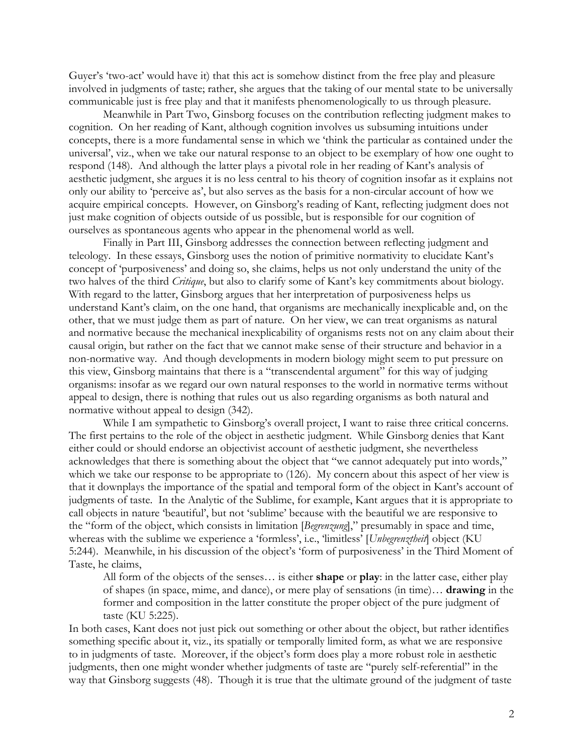Guyer's 'two-act' would have it) that this act is somehow distinct from the free play and pleasure involved in judgments of taste; rather, she argues that the taking of our mental state to be universally communicable just is free play and that it manifests phenomenologically to us through pleasure.

Meanwhile in Part Two, Ginsborg focuses on the contribution reflecting judgment makes to cognition. On her reading of Kant, although cognition involves us subsuming intuitions under concepts, there is a more fundamental sense in which we 'think the particular as contained under the universal', viz., when we take our natural response to an object to be exemplary of how one ought to respond (148). And although the latter plays a pivotal role in her reading of Kant's analysis of aesthetic judgment, she argues it is no less central to his theory of cognition insofar as it explains not only our ability to 'perceive as', but also serves as the basis for a non-circular account of how we acquire empirical concepts. However, on Ginsborg's reading of Kant, reflecting judgment does not just make cognition of objects outside of us possible, but is responsible for our cognition of ourselves as spontaneous agents who appear in the phenomenal world as well.

Finally in Part III, Ginsborg addresses the connection between reflecting judgment and teleology. In these essays, Ginsborg uses the notion of primitive normativity to elucidate Kant's concept of 'purposiveness' and doing so, she claims, helps us not only understand the unity of the two halves of the third *Critique*, but also to clarify some of Kant's key commitments about biology. With regard to the latter, Ginsborg argues that her interpretation of purposiveness helps us understand Kant's claim, on the one hand, that organisms are mechanically inexplicable and, on the other, that we must judge them as part of nature. On her view, we can treat organisms as natural and normative because the mechanical inexplicability of organisms rests not on any claim about their causal origin, but rather on the fact that we cannot make sense of their structure and behavior in a non-normative way. And though developments in modern biology might seem to put pressure on this view, Ginsborg maintains that there is a "transcendental argument" for this way of judging organisms: insofar as we regard our own natural responses to the world in normative terms without appeal to design, there is nothing that rules out us also regarding organisms as both natural and normative without appeal to design (342).

While I am sympathetic to Ginsborg's overall project, I want to raise three critical concerns. The first pertains to the role of the object in aesthetic judgment. While Ginsborg denies that Kant either could or should endorse an objectivist account of aesthetic judgment, she nevertheless acknowledges that there is something about the object that "we cannot adequately put into words," which we take our response to be appropriate to (126). My concern about this aspect of her view is that it downplays the importance of the spatial and temporal form of the object in Kant's account of judgments of taste. In the Analytic of the Sublime, for example, Kant argues that it is appropriate to call objects in nature 'beautiful', but not 'sublime' because with the beautiful we are responsive to the "form of the object, which consists in limitation [*Begrenzung*]," presumably in space and time, whereas with the sublime we experience a 'formless', i.e., 'limitless' [*Unbegrenztheit*] object (KU 5:244). Meanwhile, in his discussion of the object's 'form of purposiveness' in the Third Moment of Taste, he claims,

> All form of the objects of the senses… is either **shape** or **play**: in the latter case, either play of shapes (in space, mime, and dance), or mere play of sensations (in time)… **drawing** in the former and composition in the latter constitute the proper object of the pure judgment of taste (KU 5:225).

In both cases, Kant does not just pick out something or other about the object, but rather identifies something specific about it, viz., its spatially or temporally limited form, as what we are responsive to in judgments of taste. Moreover, if the object's form does play a more robust role in aesthetic judgments, then one might wonder whether judgments of taste are "purely self-referential" in the way that Ginsborg suggests (48). Though it is true that the ultimate ground of the judgment of taste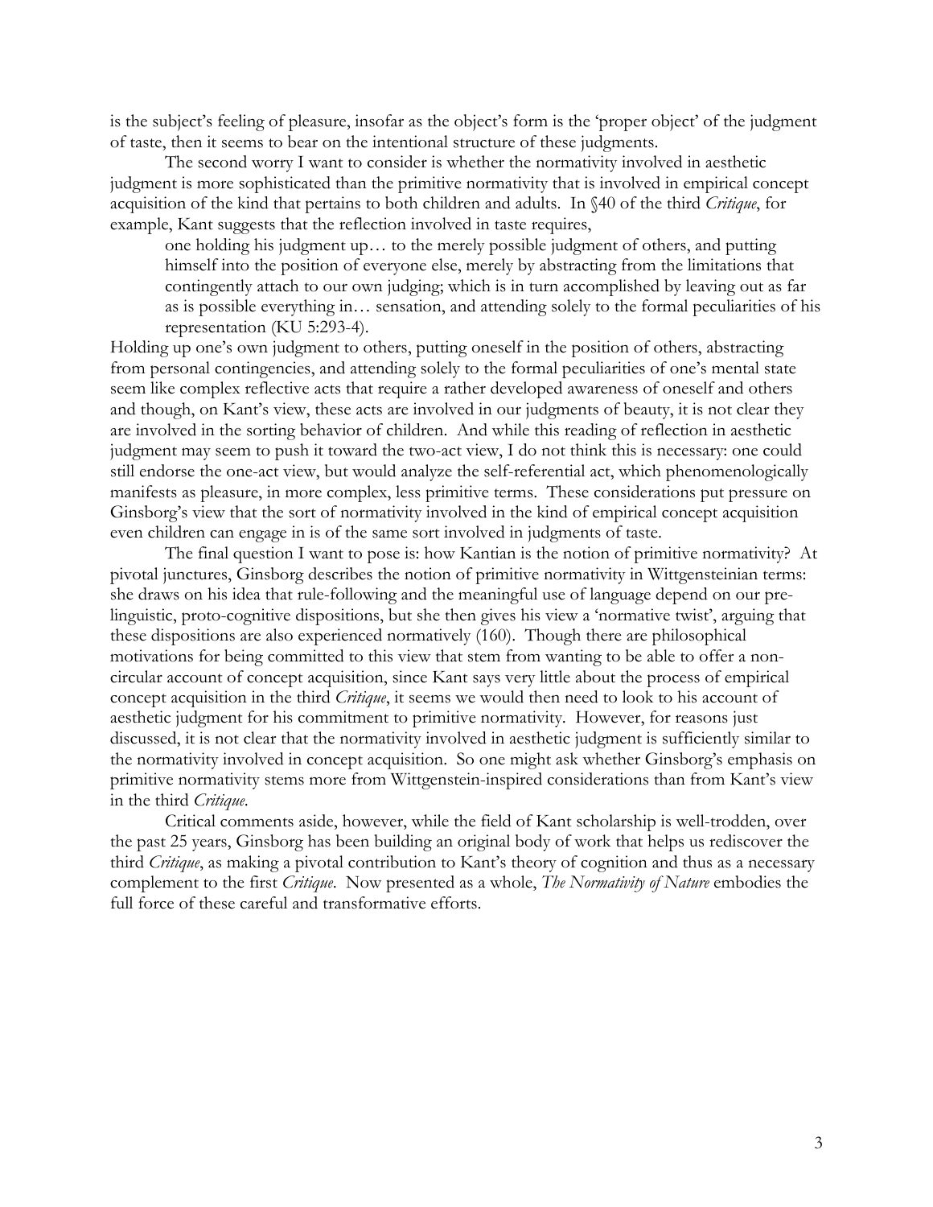is the subject's feeling of pleasure, insofar as the object's form is the 'proper object' of the judgment of taste, then it seems to bear on the intentional structure of these judgments.

The second worry I want to consider is whether the normativity involved in aesthetic judgment is more sophisticated than the primitive normativity that is involved in empirical concept acquisition of the kind that pertains to both children and adults. In §40 of the third *Critique*, for example, Kant suggests that the reflection involved in taste requires,

> one holding his judgment up… to the merely possible judgment of others, and putting himself into the position of everyone else, merely by abstracting from the limitations that contingently attach to our own judging; which is in turn accomplished by leaving out as far as is possible everything in… sensation, and attending solely to the formal peculiarities of his representation (KU 5:293-4).

Holding up one's own judgment to others, putting oneself in the position of others, abstracting from personal contingencies, and attending solely to the formal peculiarities of one's mental state seem like complex reflective acts that require a rather developed awareness of oneself and others and though, on Kant's view, these acts are involved in our judgments of beauty, it is not clear they are involved in the sorting behavior of children. And while this reading of reflection in aesthetic judgment may seem to push it toward the two-act view, I do not think this is necessary: one could still endorse the one-act view, but would analyze the self-referential act, which phenomenologically manifests as pleasure, in more complex, less primitive terms. These considerations put pressure on Ginsborg's view that the sort of normativity involved in the kind of empirical concept acquisition even children can engage in is of the same sort involved in judgments of taste.

The final question I want to pose is: how Kantian is the notion of primitive normativity? At pivotal junctures, Ginsborg describes the notion of primitive normativity in Wittgensteinian terms: she draws on his idea that rule-following and the meaningful use of language depend on our pre-linguistic, proto-cognitive dispositions, but she then gives his view a 'normative twist', arguing that these dispositions are also experienced normatively (160). Though there are philosophical motivations for being committed to this view that stem from wanting to be able to offer a non-circular account of concept acquisition, since Kant says very little about the process of empirical concept acquisition in the third *Critique*, it seems we would then need to look to his account of aesthetic judgment for his commitment to primitive normativity. However, for reasons just discussed, it is not clear that the normativity involved in aesthetic judgment is sufficiently similar to the normativity involved in concept acquisition. So one might ask whether Ginsborg's emphasis on primitive normativity stems more from Wittgenstein-inspired considerations than from Kant's view in the third *Critique*.

Critical comments aside, however, while the field of Kant scholarship is well-trodden, over the past 25 years, Ginsborg has been building an original body of work that helps us rediscover the third *Critique*, as making a pivotal contribution to Kant's theory of cognition and thus as a necessary complement to the first *Critique*. Now presented as a whole, *The Normativity of Nature* embodies the full force of these careful and transformative efforts.